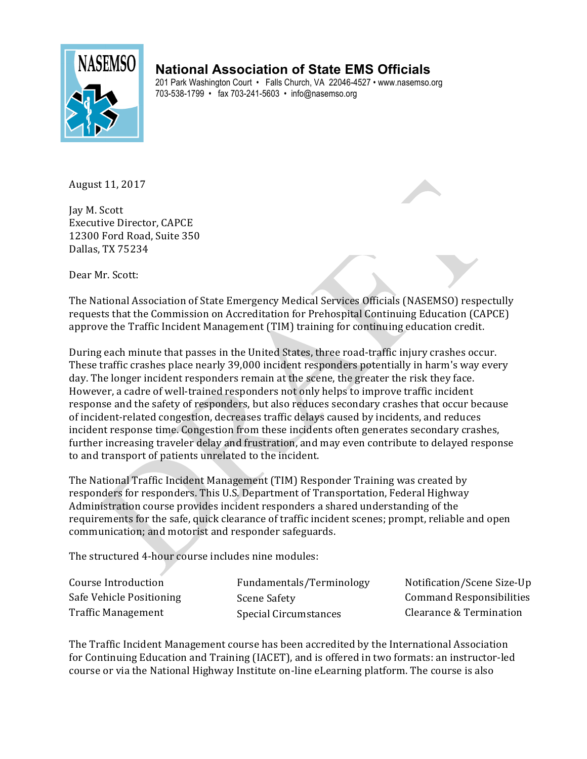**National Association of State EMS Officials**
201 Park Washington Court • Falls Church, VA 22046-4527 • www.nasemso.org
703-538-1799 • fax 703-241-5603 • info@nasemso.org

August 11, 2017

Jay M. Scott
Executive Director, CAPCE
12300 Ford Road, Suite 350
Dallas, TX 75234

Dear Mr. Scott:

The National Association of State Emergency Medical Services Officials (NASEMSO) respectully requests that the Commission on Accreditation for Prehospital Continuing Education (CAPCE) approve the Traffic Incident Management (TIM) training for continuing education credit.

During each minute that passes in the United States, three road-traffic injury crashes occur. These traffic crashes place nearly 39,000 incident responders potentially in harm's way every day. The longer incident responders remain at the scene, the greater the risk they face. However, a cadre of well-trained responders not only helps to improve traffic incident response and the safety of responders, but also reduces secondary crashes that occur because of incident-related congestion, decreases traffic delays caused by incidents, and reduces incident response time. Congestion from these incidents often generates secondary crashes, further increasing traveler delay and frustration, and may even contribute to delayed response to and transport of patients unrelated to the incident.

The National Traffic Incident Management (TIM) Responder Training was created by responders for responders. This U.S. Department of Transportation, Federal Highway Administration course provides incident responders a shared understanding of the requirements for the safe, quick clearance of traffic incident scenes; prompt, reliable and open communication; and motorist and responder safeguards.

The structured 4-hour course includes nine modules:

- Course Introduction
- Safe Vehicle Positioning
- Traffic Management
- Fundamentals/Terminology
- Scene Safety
- Special Circumstances
- Notification/Scene Size-Up
- Command Responsibilities
- Clearance & Termination

The Traffic Incident Management course has been accredited by the International Association for Continuing Education and Training (IACET), and is offered in two formats: an instructor-led course or via the National Highway Institute on-line eLearning platform. The course is also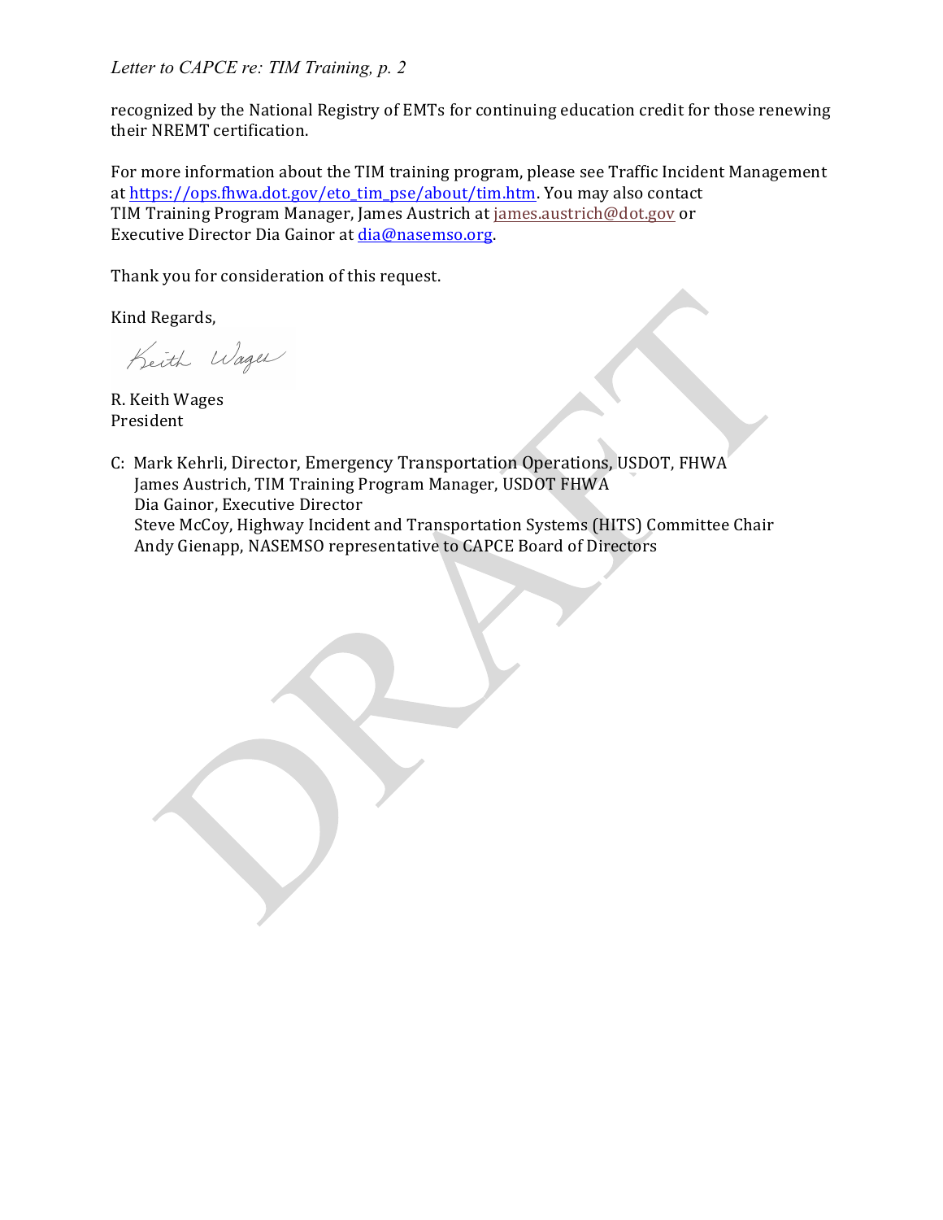recognized by the National Registry of EMTs for continuing education credit for those renewing their NREMT certification.

For more information about the TIM training program, please see Traffic Incident Management at https://ops.fhwa.dot.gov/eto_tim_pse/about/tim.htm. You may also contact TIM Training Program Manager, James Austrich at james.austrich@dot.gov or Executive Director Dia Gainor at dia@nasemso.org.

Thank you for consideration of this request.

Kind Regards,

Keith Wages

R. Keith Wages
President

C: Mark Kehrli, Director, Emergency Transportation Operations, USDOT, FHWA
James Austrich, TIM Training Program Manager, USDOT FHWA
Dia Gainor, Executive Director
Steve McCoy, Highway Incident and Transportation Systems (HITS) Committee Chair
Andy Gienapp, NASEMSO representative to CAPCE Board of Directors

DRAFT